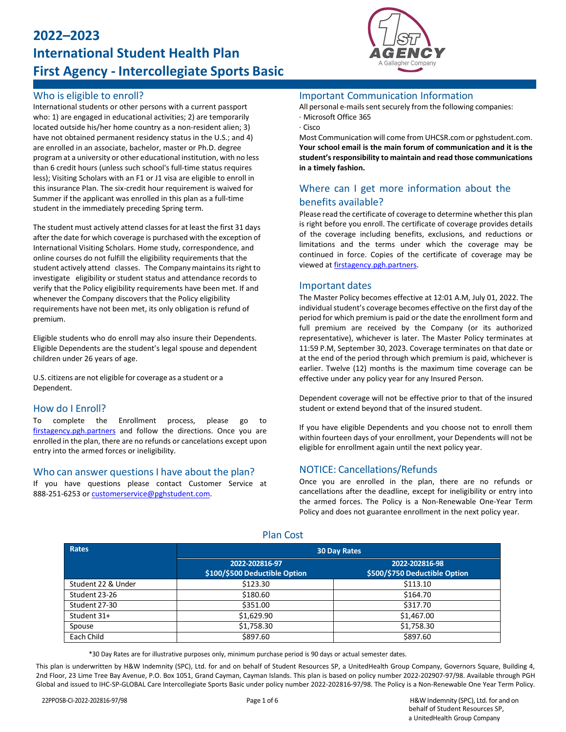# 2022–2023
# International Student Health Plan
# First Agency - Intercollegiate Sports Basic

## Who is eligible to enroll?

International students or other persons with a current passport who: 1) are engaged in educational activities; 2) are temporarily located outside his/her home country as a non-resident alien; 3) have not obtained permanent residency status in the U.S.; and 4) are enrolled in an associate, bachelor, master or Ph.D. degree program at a university or other educational institution, with no less than 6 credit hours (unless such school's full-time status requires less); Visiting Scholars with an F1 or J1 visa are eligible to enroll in this insurance Plan. The six-credit hour requirement is waived for Summer if the applicant was enrolled in this plan as a full-time student in the immediately preceding Spring term.

The student must actively attend classes for at least the first 31 days after the date for which coverage is purchased with the exception of International Visiting Scholars. Home study, correspondence, and online courses do not fulfill the eligibility requirements that the student actively attend classes. The Company maintains its right to investigate eligibility or student status and attendance records to verify that the Policy eligibility requirements have been met. If and whenever the Company discovers that the Policy eligibility requirements have not been met, its only obligation is refund of premium.

Eligible students who do enroll may also insure their Dependents. Eligible Dependents are the student's legal spouse and dependent children under 26 years of age.

U.S. citizens are not eligible for coverage as a student or a Dependent.

## How do I Enroll?

To complete the Enrollment process, please go to firstagency.pgh.partners and follow the directions. Once you are enrolled in the plan, there are no refunds or cancelations except upon entry into the armed forces or ineligibility.

## Who can answer questions I have about the plan?

If you have questions please contact Customer Service at 888-251-6253 or customerservice@pghstudent.com.

## Important Communication Information

All personal e-mails sent securely from the following companies:

· Microsoft Office 365

· Cisco

Most Communication will come from UHCSR.com or pghstudent.com. **Your school email is the main forum of communication and it is the student's responsibility to maintain and read those communications in a timely fashion.**

## Where can I get more information about the benefits available?

Please read the certificate of coverage to determine whether this plan is right before you enroll. The certificate of coverage provides details of the coverage including benefits, exclusions, and reductions or limitations and the terms under which the coverage may be continued in force. Copies of the certificate of coverage may be viewed at firstagency.pgh.partners.

## Important dates

The Master Policy becomes effective at 12:01 A.M, July 01, 2022. The individual student's coverage becomes effective on the first day of the period for which premium is paid or the date the enrollment form and full premium are received by the Company (or its authorized representative), whichever is later. The Master Policy terminates at 11:59 P.M, September 30, 2023. Coverage terminates on that date or at the end of the period through which premium is paid, whichever is earlier. Twelve (12) months is the maximum time coverage can be effective under any policy year for any Insured Person.

Dependent coverage will not be effective prior to that of the insured student or extend beyond that of the insured student.

If you have eligible Dependents and you choose not to enroll them within fourteen days of your enrollment, your Dependents will not be eligible for enrollment again until the next policy year.

## NOTICE: Cancellations/Refunds

Once you are enrolled in the plan, there are no refunds or cancellations after the deadline, except for ineligibility or entry into the armed forces. The Policy is a Non-Renewable One-Year Term Policy and does not guarantee enrollment in the next policy year.

## Plan Cost

| Rates | 30 Day Rates | |
|---|---|---|
| | 2022-202816-97<br>$100/$500 Deductible Option | 2022-202816-98<br>$500/$750 Deductible Option |
| Student 22 & Under | $123.30 | $113.10 |
| Student 23-26 | $180.60 | $164.70 |
| Student 27-30 | $351.00 | $317.70 |
| Student 31+ | $1,629.90 | $1,467.00 |
| Spouse | $1,758.30 | $1,758.30 |
| Each Child | $897.60 | $897.60 |

*30 Day Rates are for illustrative purposes only, minimum purchase period is 90 days or actual semester dates.

This plan is underwritten by H&W Indemnity (SPC), Ltd. for and on behalf of Student Resources SP, a UnitedHealth Group Company, Governors Square, Building 4, 2nd Floor, 23 Lime Tree Bay Avenue, P.O. Box 1051, Grand Cayman, Cayman Islands. This plan is based on policy number 2022-202907-97/98. Available through PGH Global and issued to IHC-SP-GLOBAL Care Intercollegiate Sports Basic under policy number 2022-202816-97/98. The Policy is a Non-Renewable One Year Term Policy.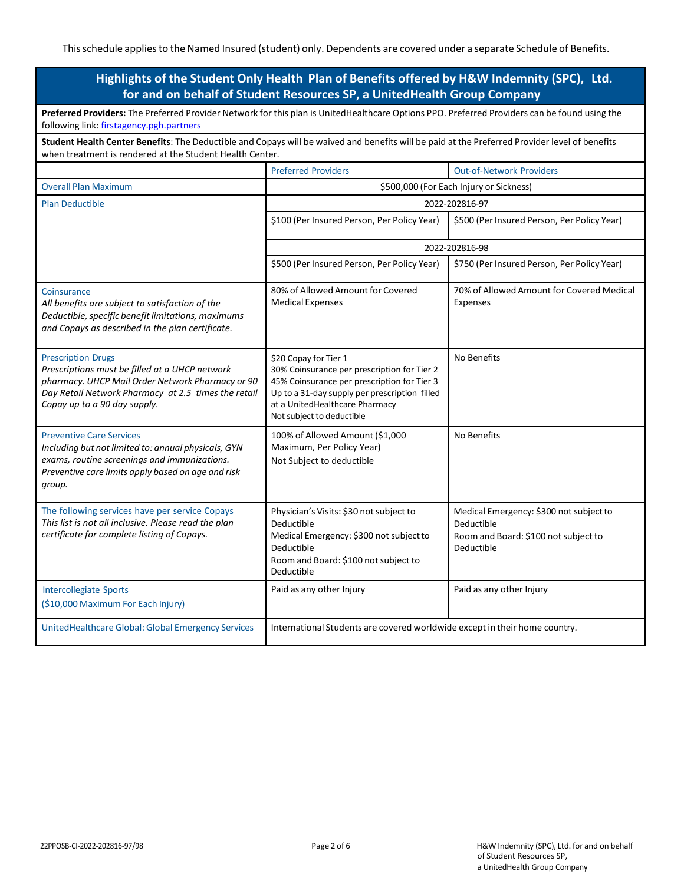This schedule applies to the Named Insured (student) only. Dependents are covered under a separate Schedule of Benefits.

## Highlights of the Student Only Health Plan of Benefits offered by H&W Indemnity (SPC), Ltd. for and on behalf of Student Resources SP, a UnitedHealth Group Company

**Preferred Providers:** The Preferred Provider Network for this plan is UnitedHealthcare Options PPO. Preferred Providers can be found using the following link: [firstagency.pgh.partners](firstagency.pgh.partners)

**Student Health Center Benefits**: The Deductible and Copays will be waived and benefits will be paid at the Preferred Provider level of benefits when treatment is rendered at the Student Health Center.

| | Preferred Providers | Out-of-Network Providers |
|---|---|---|
| Overall Plan Maximum | $500,000 (For Each Injury or Sickness) | |
| Plan Deductible | 2022-202816-97 | |
| | $100 (Per Insured Person, Per Policy Year) | $500 (Per Insured Person, Per Policy Year) |
| | 2022-202816-98 | |
| | $500 (Per Insured Person, Per Policy Year) | $750 (Per Insured Person, Per Policy Year) |
| Coinsurance<br>*All benefits are subject to satisfaction of the Deductible, specific benefit limitations, maximums and Copays as described in the plan certificate.* | 80% of Allowed Amount for Covered Medical Expenses | 70% of Allowed Amount for Covered Medical Expenses |
| Prescription Drugs<br>*Prescriptions must be filled at a UHCP network pharmacy. UHCP Mail Order Network Pharmacy or 90 Day Retail Network Pharmacy at 2.5 times the retail Copay up to a 90 day supply.* | $20 Copay for Tier 1<br>30% Coinsurance per prescription for Tier 2<br>45% Coinsurance per prescription for Tier 3<br>Up to a 31-day supply per prescription filled at a UnitedHealthcare Pharmacy<br>Not subject to deductible | No Benefits |
| Preventive Care Services<br>*Including but not limited to: annual physicals, GYN exams, routine screenings and immunizations. Preventive care limits apply based on age and risk group.* | 100% of Allowed Amount ($1,000 Maximum, Per Policy Year)<br>Not Subject to deductible | No Benefits |
| The following services have per service Copays<br>*This list is not all inclusive. Please read the plan certificate for complete listing of Copays.* | Physician's Visits: $30 not subject to Deductible<br>Medical Emergency: $300 not subject to Deductible<br>Room and Board: $100 not subject to Deductible | Medical Emergency: $300 not subject to Deductible<br>Room and Board: $100 not subject to Deductible |
| Intercollegiate Sports<br>($10,000 Maximum For Each Injury) | Paid as any other Injury | Paid as any other Injury |
| UnitedHealthcare Global: Global Emergency Services | International Students are covered worldwide except in their home country. | |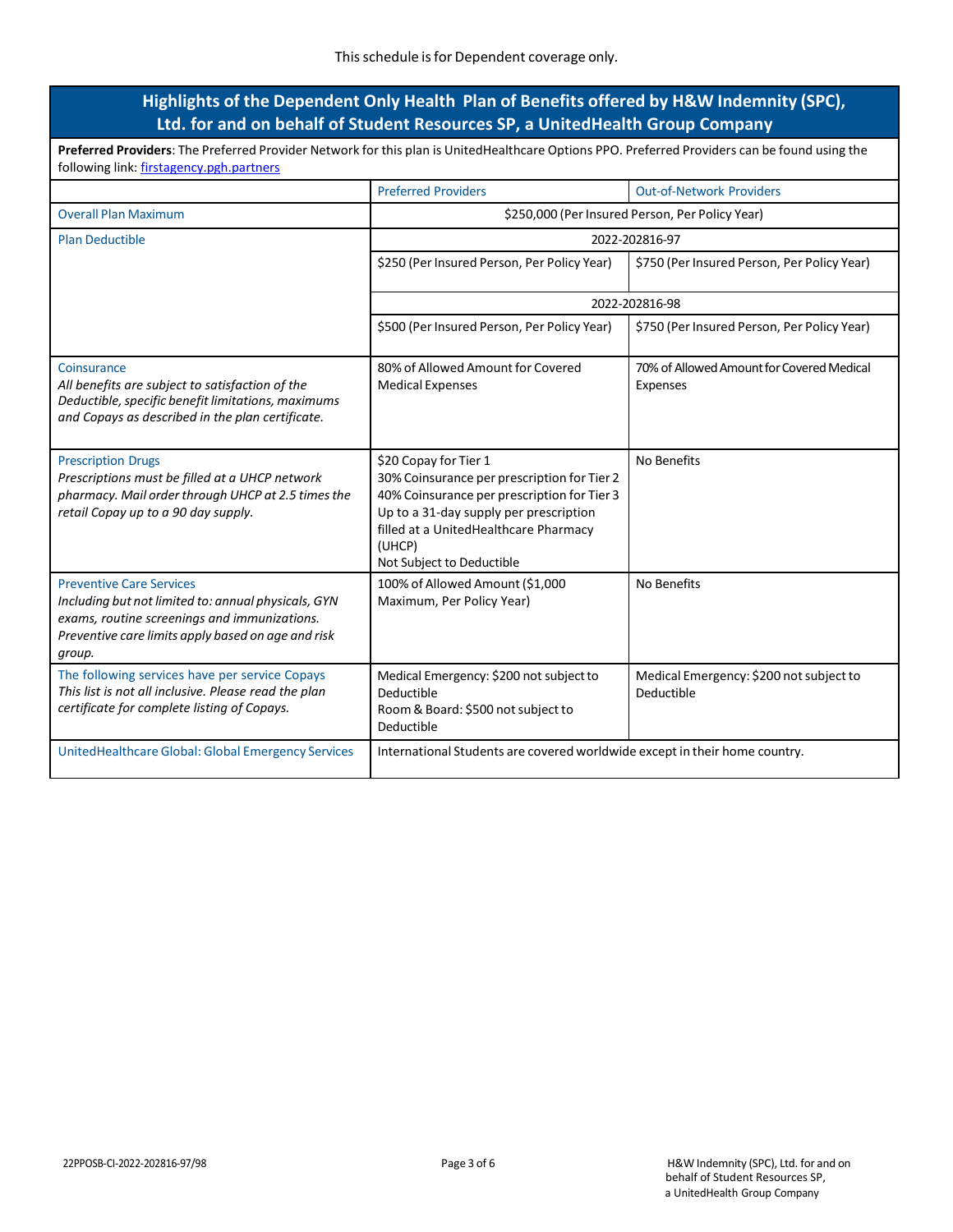This schedule is for Dependent coverage only.

## Highlights of the Dependent Only Health Plan of Benefits offered by H&W Indemnity (SPC), Ltd. for and on behalf of Student Resources SP, a UnitedHealth Group Company

**Preferred Providers**: The Preferred Provider Network for this plan is UnitedHealthcare Options PPO. Preferred Providers can be found using the following link: [firstagency.pgh.partners](firstagency.pgh.partners)

| | Preferred Providers | Out-of-Network Providers |
|---|---|---|
| Overall Plan Maximum | $250,000 (Per Insured Person, Per Policy Year) | |
| Plan Deductible | 2022-202816-97 | |
| | $250 (Per Insured Person, Per Policy Year) | $750 (Per Insured Person, Per Policy Year) |
| | 2022-202816-98 | |
| | $500 (Per Insured Person, Per Policy Year) | $750 (Per Insured Person, Per Policy Year) |
| Coinsurance<br>*All benefits are subject to satisfaction of the Deductible, specific benefit limitations, maximums and Copays as described in the plan certificate.* | 80% of Allowed Amount for Covered Medical Expenses | 70% of Allowed Amount for Covered Medical Expenses |
| Prescription Drugs<br>*Prescriptions must be filled at a UHCP network pharmacy. Mail order through UHCP at 2.5 times the retail Copay up to a 90 day supply.* | $20 Copay for Tier 1<br>30% Coinsurance per prescription for Tier 2<br>40% Coinsurance per prescription for Tier 3<br>Up to a 31-day supply per prescription filled at a UnitedHealthcare Pharmacy (UHCP)<br>Not Subject to Deductible | No Benefits |
| Preventive Care Services<br>*Including but not limited to: annual physicals, GYN exams, routine screenings and immunizations. Preventive care limits apply based on age and risk group.* | 100% of Allowed Amount ($1,000 Maximum, Per Policy Year) | No Benefits |
| The following services have per service Copays<br>*This list is not all inclusive. Please read the plan certificate for complete listing of Copays.* | Medical Emergency: $200 not subject to Deductible<br>Room & Board: $500 not subject to Deductible | Medical Emergency: $200 not subject to Deductible |
| UnitedHealthcare Global: Global Emergency Services | International Students are covered worldwide except in their home country. | |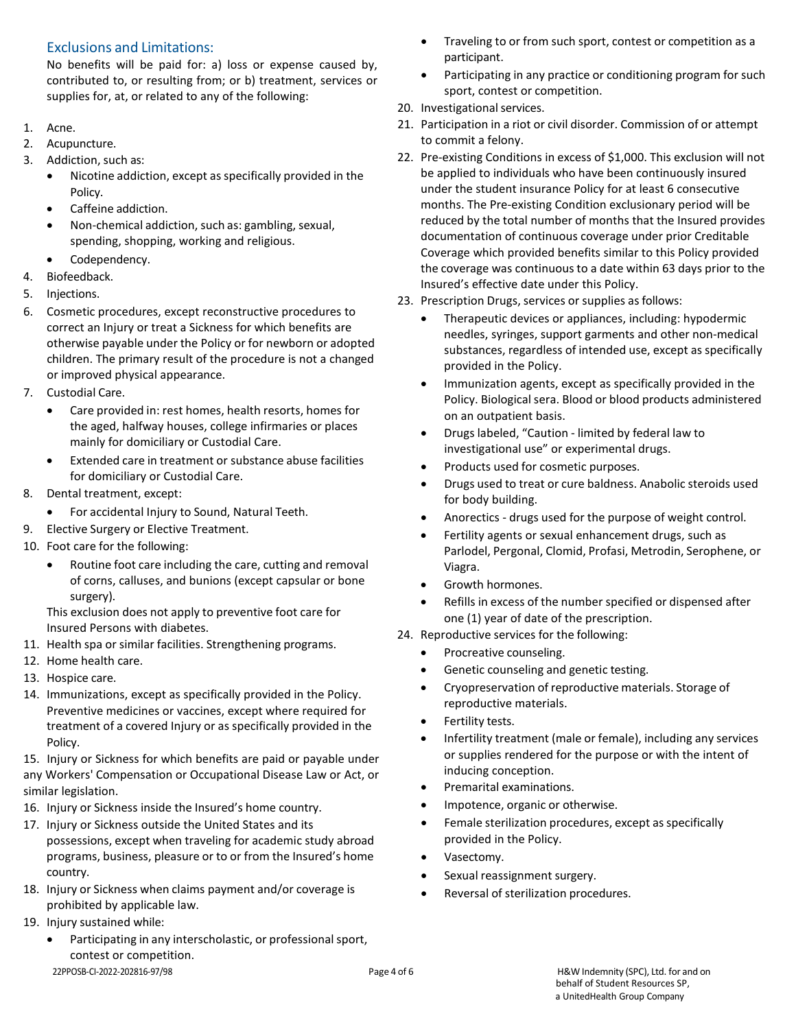## Exclusions and Limitations:

No benefits will be paid for: a) loss or expense caused by, contributed to, or resulting from; or b) treatment, services or supplies for, at, or related to any of the following:

1. Acne.
2. Acupuncture.
3. Addiction, such as:
    - Nicotine addiction, except as specifically provided in the Policy.
    - Caffeine addiction.
    - Non-chemical addiction, such as: gambling, sexual, spending, shopping, working and religious.
    - Codependency.
4. Biofeedback.
5. Injections.
6. Cosmetic procedures, except reconstructive procedures to correct an Injury or treat a Sickness for which benefits are otherwise payable under the Policy or for newborn or adopted children. The primary result of the procedure is not a changed or improved physical appearance.
7. Custodial Care.
    - Care provided in: rest homes, health resorts, homes for the aged, halfway houses, college infirmaries or places mainly for domiciliary or Custodial Care.
    - Extended care in treatment or substance abuse facilities for domiciliary or Custodial Care.
8. Dental treatment, except:
    - For accidental Injury to Sound, Natural Teeth.
9. Elective Surgery or Elective Treatment.
10. Foot care for the following:
    - Routine foot care including the care, cutting and removal of corns, calluses, and bunions (except capsular or bone surgery).

    This exclusion does not apply to preventive foot care for Insured Persons with diabetes.
11. Health spa or similar facilities. Strengthening programs.
12. Home health care.
13. Hospice care.
14. Immunizations, except as specifically provided in the Policy. Preventive medicines or vaccines, except where required for treatment of a covered Injury or as specifically provided in the Policy.
15. Injury or Sickness for which benefits are paid or payable under any Workers' Compensation or Occupational Disease Law or Act, or similar legislation.
16. Injury or Sickness inside the Insured's home country.
17. Injury or Sickness outside the United States and its possessions, except when traveling for academic study abroad programs, business, pleasure or to or from the Insured's home country.
18. Injury or Sickness when claims payment and/or coverage is prohibited by applicable law.
19. Injury sustained while:
    - Participating in any interscholastic, or professional sport, contest or competition.
    - Traveling to or from such sport, contest or competition as a participant.
    - Participating in any practice or conditioning program for such sport, contest or competition.
20. Investigational services.
21. Participation in a riot or civil disorder. Commission of or attempt to commit a felony.
22. Pre-existing Conditions in excess of $1,000. This exclusion will not be applied to individuals who have been continuously insured under the student insurance Policy for at least 6 consecutive months. The Pre-existing Condition exclusionary period will be reduced by the total number of months that the Insured provides documentation of continuous coverage under prior Creditable Coverage which provided benefits similar to this Policy provided the coverage was continuous to a date within 63 days prior to the Insured's effective date under this Policy.
23. Prescription Drugs, services or supplies as follows:
    - Therapeutic devices or appliances, including: hypodermic needles, syringes, support garments and other non-medical substances, regardless of intended use, except as specifically provided in the Policy.
    - Immunization agents, except as specifically provided in the Policy. Biological sera. Blood or blood products administered on an outpatient basis.
    - Drugs labeled, "Caution - limited by federal law to investigational use" or experimental drugs.
    - Products used for cosmetic purposes.
    - Drugs used to treat or cure baldness. Anabolic steroids used for body building.
    - Anorectics - drugs used for the purpose of weight control.
    - Fertility agents or sexual enhancement drugs, such as Parlodel, Pergonal, Clomid, Profasi, Metrodin, Serophene, or Viagra.
    - Growth hormones.
    - Refills in excess of the number specified or dispensed after one (1) year of date of the prescription.
24. Reproductive services for the following:
    - Procreative counseling.
    - Genetic counseling and genetic testing.
    - Cryopreservation of reproductive materials. Storage of reproductive materials.
    - Fertility tests.
    - Infertility treatment (male or female), including any services or supplies rendered for the purpose or with the intent of inducing conception.
    - Premarital examinations.
    - Impotence, organic or otherwise.
    - Female sterilization procedures, except as specifically provided in the Policy.
    - Vasectomy.
    - Sexual reassignment surgery.
    - Reversal of sterilization procedures.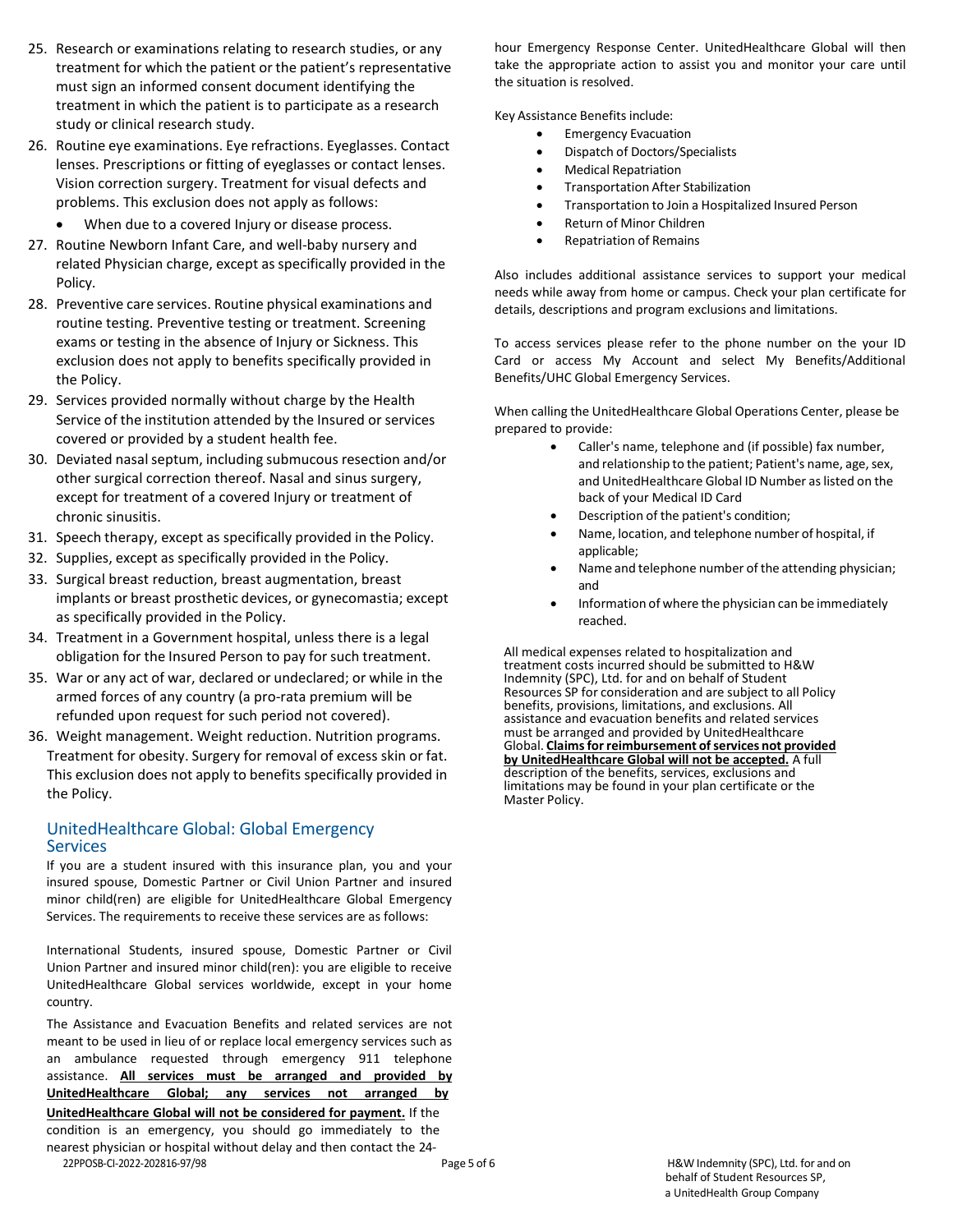25. Research or examinations relating to research studies, or any treatment for which the patient or the patient's representative must sign an informed consent document identifying the treatment in which the patient is to participate as a research study or clinical research study.
26. Routine eye examinations. Eye refractions. Eyeglasses. Contact lenses. Prescriptions or fitting of eyeglasses or contact lenses. Vision correction surgery. Treatment for visual defects and problems. This exclusion does not apply as follows:
    - When due to a covered Injury or disease process.
27. Routine Newborn Infant Care, and well-baby nursery and related Physician charge, except as specifically provided in the Policy.
28. Preventive care services. Routine physical examinations and routine testing. Preventive testing or treatment. Screening exams or testing in the absence of Injury or Sickness. This exclusion does not apply to benefits specifically provided in the Policy.
29. Services provided normally without charge by the Health Service of the institution attended by the Insured or services covered or provided by a student health fee.
30. Deviated nasal septum, including submucous resection and/or other surgical correction thereof. Nasal and sinus surgery, except for treatment of a covered Injury or treatment of chronic sinusitis.
31. Speech therapy, except as specifically provided in the Policy.
32. Supplies, except as specifically provided in the Policy.
33. Surgical breast reduction, breast augmentation, breast implants or breast prosthetic devices, or gynecomastia; except as specifically provided in the Policy.
34. Treatment in a Government hospital, unless there is a legal obligation for the Insured Person to pay for such treatment.
35. War or any act of war, declared or undeclared; or while in the armed forces of any country (a pro-rata premium will be refunded upon request for such period not covered).
36. Weight management. Weight reduction. Nutrition programs. Treatment for obesity. Surgery for removal of excess skin or fat. This exclusion does not apply to benefits specifically provided in the Policy.

## UnitedHealthcare Global: Global Emergency Services

If you are a student insured with this insurance plan, you and your insured spouse, Domestic Partner or Civil Union Partner and insured minor child(ren) are eligible for UnitedHealthcare Global Emergency Services. The requirements to receive these services are as follows:

International Students, insured spouse, Domestic Partner or Civil Union Partner and insured minor child(ren): you are eligible to receive UnitedHealthcare Global services worldwide, except in your home country.

The Assistance and Evacuation Benefits and related services are not meant to be used in lieu of or replace local emergency services such as an ambulance requested through emergency 911 telephone assistance. **All services must be arranged and provided by UnitedHealthcare Global; any services not arranged by UnitedHealthcare Global will not be considered for payment.** If the condition is an emergency, you should go immediately to the nearest physician or hospital without delay and then contact the 24-hour Emergency Response Center. UnitedHealthcare Global will then take the appropriate action to assist you and monitor your care until the situation is resolved.

Key Assistance Benefits include:

- Emergency Evacuation
- Dispatch of Doctors/Specialists
- Medical Repatriation
- Transportation After Stabilization
- Transportation to Join a Hospitalized Insured Person
- Return of Minor Children
- Repatriation of Remains

Also includes additional assistance services to support your medical needs while away from home or campus. Check your plan certificate for details, descriptions and program exclusions and limitations.

To access services please refer to the phone number on the your ID Card or access My Account and select My Benefits/Additional Benefits/UHC Global Emergency Services.

When calling the UnitedHealthcare Global Operations Center, please be prepared to provide:

- Caller's name, telephone and (if possible) fax number, and relationship to the patient; Patient's name, age, sex, and UnitedHealthcare Global ID Number as listed on the back of your Medical ID Card
- Description of the patient's condition;
- Name, location, and telephone number of hospital, if applicable;
- Name and telephone number of the attending physician; and
- Information of where the physician can be immediately reached.

All medical expenses related to hospitalization and treatment costs incurred should be submitted to H&W Indemnity (SPC), Ltd. for and on behalf of Student Resources SP for consideration and are subject to all Policy benefits, provisions, limitations, and exclusions. All assistance and evacuation benefits and related services must be arranged and provided by UnitedHealthcare Global. **Claims for reimbursement of services not provided by UnitedHealthcare Global will not be accepted.** A full description of the benefits, services, exclusions and limitations may be found in your plan certificate or the Master Policy.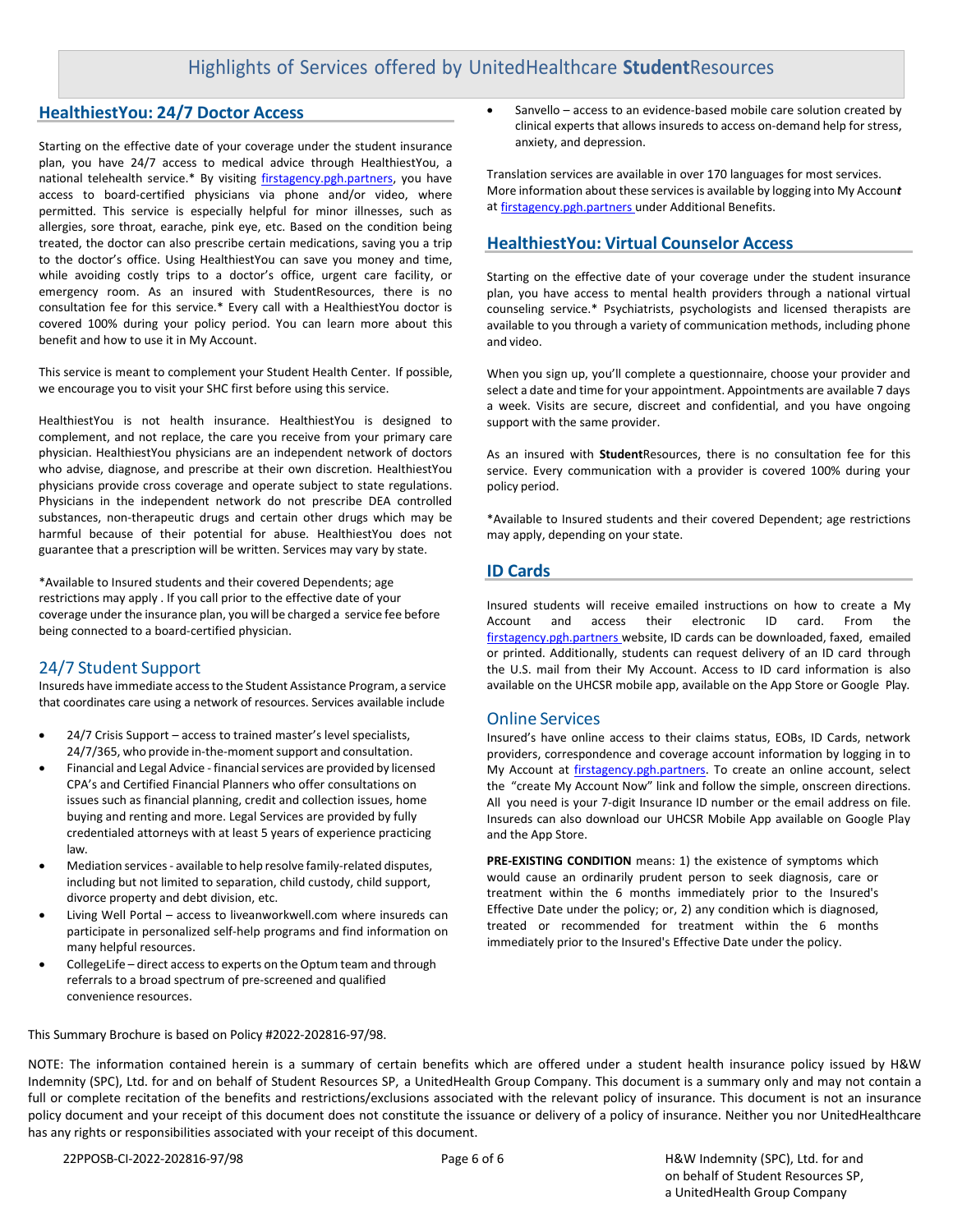# Highlights of Services offered by UnitedHealthcare **Student**Resources

## HealthiestYou: 24/7 Doctor Access

Starting on the effective date of your coverage under the student insurance plan, you have 24/7 access to medical advice through HealthiestYou, a national telehealth service.* By visiting firstagency.pgh.partners, you have access to board-certified physicians via phone and/or video, where permitted. This service is especially helpful for minor illnesses, such as allergies, sore throat, earache, pink eye, etc. Based on the condition being treated, the doctor can also prescribe certain medications, saving you a trip to the doctor's office. Using HealthiestYou can save you money and time, while avoiding costly trips to a doctor's office, urgent care facility, or emergency room. As an insured with StudentResources, there is no consultation fee for this service.* Every call with a HealthiestYou doctor is covered 100% during your policy period. You can learn more about this benefit and how to use it in My Account.

This service is meant to complement your Student Health Center. If possible, we encourage you to visit your SHC first before using this service.

HealthiestYou is not health insurance. HealthiestYou is designed to complement, and not replace, the care you receive from your primary care physician. HealthiestYou physicians are an independent network of doctors who advise, diagnose, and prescribe at their own discretion. HealthiestYou physicians provide cross coverage and operate subject to state regulations. Physicians in the independent network do not prescribe DEA controlled substances, non-therapeutic drugs and certain other drugs which may be harmful because of their potential for abuse. HealthiestYou does not guarantee that a prescription will be written. Services may vary by state.

*Available to Insured students and their covered Dependents; age restrictions may apply . If you call prior to the effective date of your coverage under the insurance plan, you will be charged a service fee before being connected to a board-certified physician.

## 24/7 Student Support

Insureds have immediate access to the Student Assistance Program, a service that coordinates care using a network of resources. Services available include

- 24/7 Crisis Support – access to trained master's level specialists, 24/7/365, who provide in-the-moment support and consultation.
- Financial and Legal Advice - financial services are provided by licensed CPA's and Certified Financial Planners who offer consultations on issues such as financial planning, credit and collection issues, home buying and renting and more. Legal Services are provided by fully credentialed attorneys with at least 5 years of experience practicing law.
- Mediation services - available to help resolve family-related disputes, including but not limited to separation, child custody, child support, divorce property and debt division, etc.
- Living Well Portal – access to liveanworkwell.com where insureds can participate in personalized self-help programs and find information on many helpful resources.
- CollegeLife – direct access to experts on the Optum team and through referrals to a broad spectrum of pre-screened and qualified convenience resources.
- Sanvello – access to an evidence-based mobile care solution created by clinical experts that allows insureds to access on-demand help for stress, anxiety, and depression.

Translation services are available in over 170 languages for most services. More information about these services is available by logging into My Account at firstagency.pgh.partners under Additional Benefits.

## HealthiestYou: Virtual Counselor Access

Starting on the effective date of your coverage under the student insurance plan, you have access to mental health providers through a national virtual counseling service.* Psychiatrists, psychologists and licensed therapists are available to you through a variety of communication methods, including phone and video.

When you sign up, you'll complete a questionnaire, choose your provider and select a date and time for your appointment. Appointments are available 7 days a week. Visits are secure, discreet and confidential, and you have ongoing support with the same provider.

As an insured with **Student**Resources, there is no consultation fee for this service. Every communication with a provider is covered 100% during your policy period.

*Available to Insured students and their covered Dependent; age restrictions may apply, depending on your state.

## ID Cards

Insured students will receive emailed instructions on how to create a My Account and access their electronic ID card. From the firstagency.pgh.partners website, ID cards can be downloaded, faxed, emailed or printed. Additionally, students can request delivery of an ID card through the U.S. mail from their My Account. Access to ID card information is also available on the UHCSR mobile app, available on the App Store or Google Play.

## Online Services

Insured's have online access to their claims status, EOBs, ID Cards, network providers, correspondence and coverage account information by logging in to My Account at firstagency.pgh.partners. To create an online account, select the "create My Account Now" link and follow the simple, onscreen directions. All you need is your 7-digit Insurance ID number or the email address on file. Insureds can also download our UHCSR Mobile App available on Google Play and the App Store.

**PRE-EXISTING CONDITION** means: 1) the existence of symptoms which would cause an ordinarily prudent person to seek diagnosis, care or treatment within the 6 months immediately prior to the Insured's Effective Date under the policy; or, 2) any condition which is diagnosed, treated or recommended for treatment within the 6 months immediately prior to the Insured's Effective Date under the policy.

This Summary Brochure is based on Policy #2022-202816-97/98.

NOTE: The information contained herein is a summary of certain benefits which are offered under a student health insurance policy issued by H&W Indemnity (SPC), Ltd. for and on behalf of Student Resources SP, a UnitedHealth Group Company. This document is a summary only and may not contain a full or complete recitation of the benefits and restrictions/exclusions associated with the relevant policy of insurance. This document is not an insurance policy document and your receipt of this document does not constitute the issuance or delivery of a policy of insurance. Neither you nor UnitedHealthcare has any rights or responsibilities associated with your receipt of this document.

22PPOSB-CI-2022-202816-97/98

H&W Indemnity (SPC), Ltd. for and on behalf of Student Resources SP, a UnitedHealth Group Company